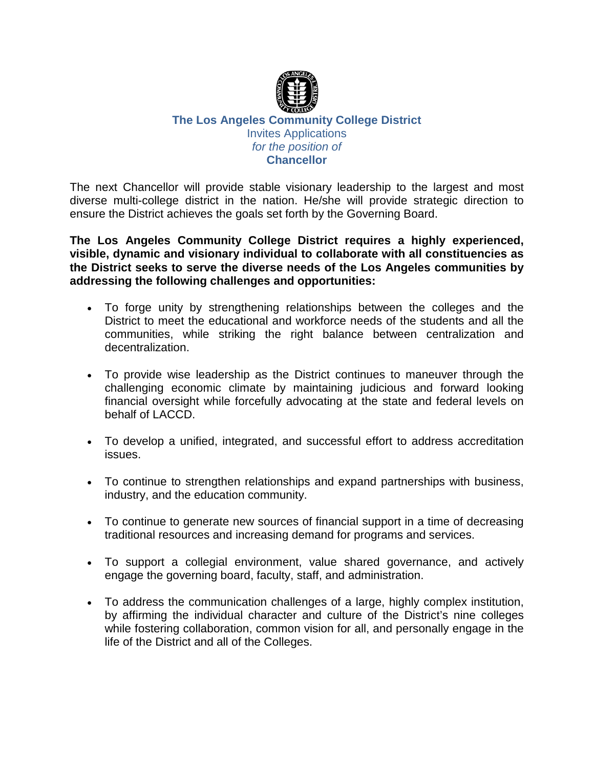**The Los Angeles Community College District**

Invites Applications

*for the position of*

**Chancellor**

The next Chancellor will provide stable visionary leadership to the largest and most diverse multi-college district in the nation. He/she will provide strategic direction to ensure the District achieves the goals set forth by the Governing Board.

**The Los Angeles Community College District requires a highly experienced, visible, dynamic and visionary individual to collaborate with all constituencies as the District seeks to serve the diverse needs of the Los Angeles communities by addressing the following challenges and opportunities:**

- To forge unity by strengthening relationships between the colleges and the District to meet the educational and workforce needs of the students and all the communities, while striking the right balance between centralization and decentralization.
- To provide wise leadership as the District continues to maneuver through the challenging economic climate by maintaining judicious and forward looking financial oversight while forcefully advocating at the state and federal levels on behalf of LACCD.
- To develop a unified, integrated, and successful effort to address accreditation issues.
- To continue to strengthen relationships and expand partnerships with business, industry, and the education community.
- To continue to generate new sources of financial support in a time of decreasing traditional resources and increasing demand for programs and services.
- To support a collegial environment, value shared governance, and actively engage the governing board, faculty, staff, and administration.
- To address the communication challenges of a large, highly complex institution, by affirming the individual character and culture of the District's nine colleges while fostering collaboration, common vision for all, and personally engage in the life of the District and all of the Colleges.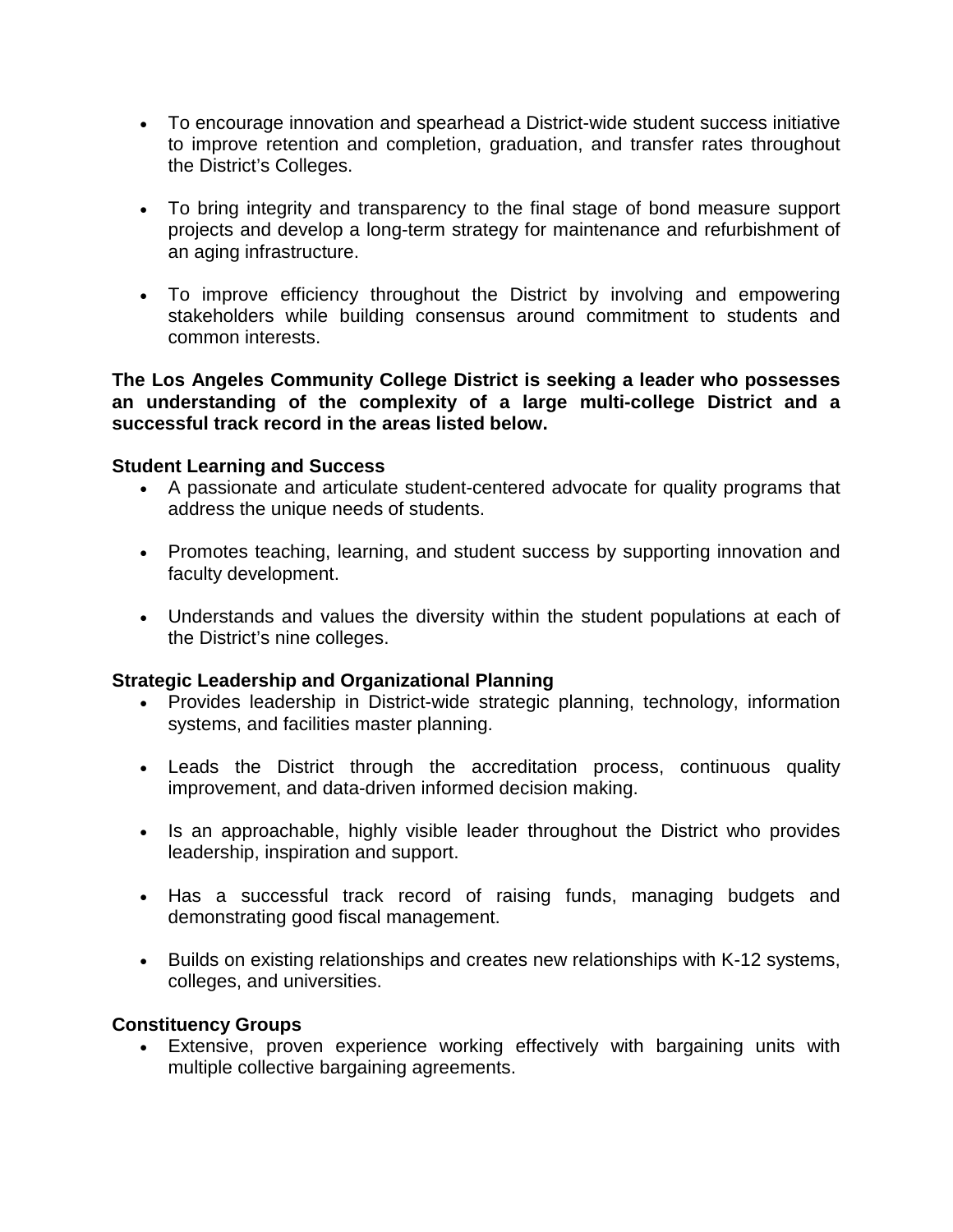- To encourage innovation and spearhead a District-wide student success initiative to improve retention and completion, graduation, and transfer rates throughout the District's Colleges.

- To bring integrity and transparency to the final stage of bond measure support projects and develop a long-term strategy for maintenance and refurbishment of an aging infrastructure.

- To improve efficiency throughout the District by involving and empowering stakeholders while building consensus around commitment to students and common interests.

**The Los Angeles Community College District is seeking a leader who possesses an understanding of the complexity of a large multi-college District and a successful track record in the areas listed below.**

**Student Learning and Success**

- A passionate and articulate student-centered advocate for quality programs that address the unique needs of students.

- Promotes teaching, learning, and student success by supporting innovation and faculty development.

- Understands and values the diversity within the student populations at each of the District's nine colleges.

**Strategic Leadership and Organizational Planning**

- Provides leadership in District-wide strategic planning, technology, information systems, and facilities master planning.

- Leads the District through the accreditation process, continuous quality improvement, and data-driven informed decision making.

- Is an approachable, highly visible leader throughout the District who provides leadership, inspiration and support.

- Has a successful track record of raising funds, managing budgets and demonstrating good fiscal management.

- Builds on existing relationships and creates new relationships with K-12 systems, colleges, and universities.

**Constituency Groups**

- Extensive, proven experience working effectively with bargaining units with multiple collective bargaining agreements.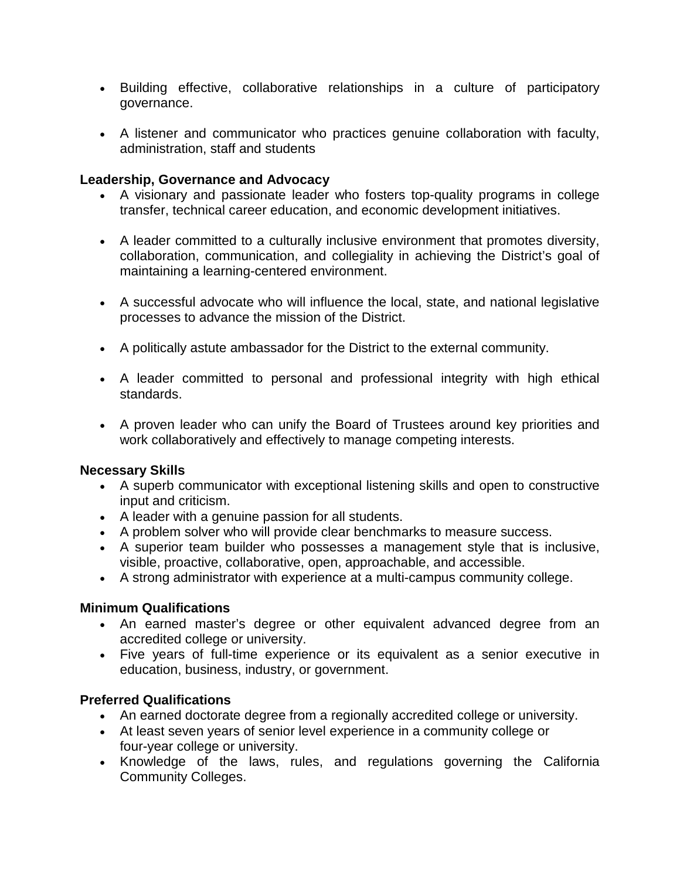- Building effective, collaborative relationships in a culture of participatory governance.

- A listener and communicator who practices genuine collaboration with faculty, administration, staff and students

**Leadership, Governance and Advocacy**

- A visionary and passionate leader who fosters top-quality programs in college transfer, technical career education, and economic development initiatives.

- A leader committed to a culturally inclusive environment that promotes diversity, collaboration, communication, and collegiality in achieving the District's goal of maintaining a learning-centered environment.

- A successful advocate who will influence the local, state, and national legislative processes to advance the mission of the District.

- A politically astute ambassador for the District to the external community.

- A leader committed to personal and professional integrity with high ethical standards.

- A proven leader who can unify the Board of Trustees around key priorities and work collaboratively and effectively to manage competing interests.

**Necessary Skills**

- A superb communicator with exceptional listening skills and open to constructive input and criticism.
- A leader with a genuine passion for all students.
- A problem solver who will provide clear benchmarks to measure success.
- A superior team builder who possesses a management style that is inclusive, visible, proactive, collaborative, open, approachable, and accessible.
- A strong administrator with experience at a multi-campus community college.

**Minimum Qualifications**

- An earned master's degree or other equivalent advanced degree from an accredited college or university.
- Five years of full-time experience or its equivalent as a senior executive in education, business, industry, or government.

**Preferred Qualifications**

- An earned doctorate degree from a regionally accredited college or university.
- At least seven years of senior level experience in a community college or four-year college or university.
- Knowledge of the laws, rules, and regulations governing the California Community Colleges.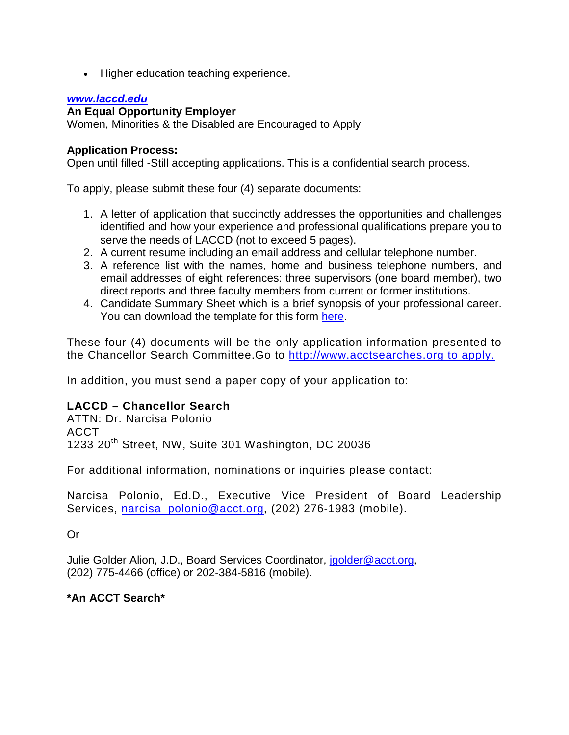- Higher education teaching experience.

***www.laccd.edu***

**An Equal Opportunity Employer**
Women, Minorities & the Disabled are Encouraged to Apply

**Application Process:**
Open until filled -Still accepting applications. This is a confidential search process.

To apply, please submit these four (4) separate documents:

1. A letter of application that succinctly addresses the opportunities and challenges identified and how your experience and professional qualifications prepare you to serve the needs of LACCD (not to exceed 5 pages).
2. A current resume including an email address and cellular telephone number.
3. A reference list with the names, home and business telephone numbers, and email addresses of eight references: three supervisors (one board member), two direct reports and three faculty members from current or former institutions.
4. Candidate Summary Sheet which is a brief synopsis of your professional career. You can download the template for this form here.

These four (4) documents will be the only application information presented to the Chancellor Search Committee.Go to http://www.acctsearches.org to apply.

In addition, you must send a paper copy of your application to:

**LACCD – Chancellor Search**
ATTN: Dr. Narcisa Polonio
ACCT
1233 20th Street, NW, Suite 301 Washington, DC 20036

For additional information, nominations or inquiries please contact:

Narcisa Polonio, Ed.D., Executive Vice President of Board Leadership Services, narcisa_polonio@acct.org, (202) 276-1983 (mobile).

Or

Julie Golder Alion, J.D., Board Services Coordinator, jgolder@acct.org, (202) 775-4466 (office) or 202-384-5816 (mobile).

**\*An ACCT Search\***